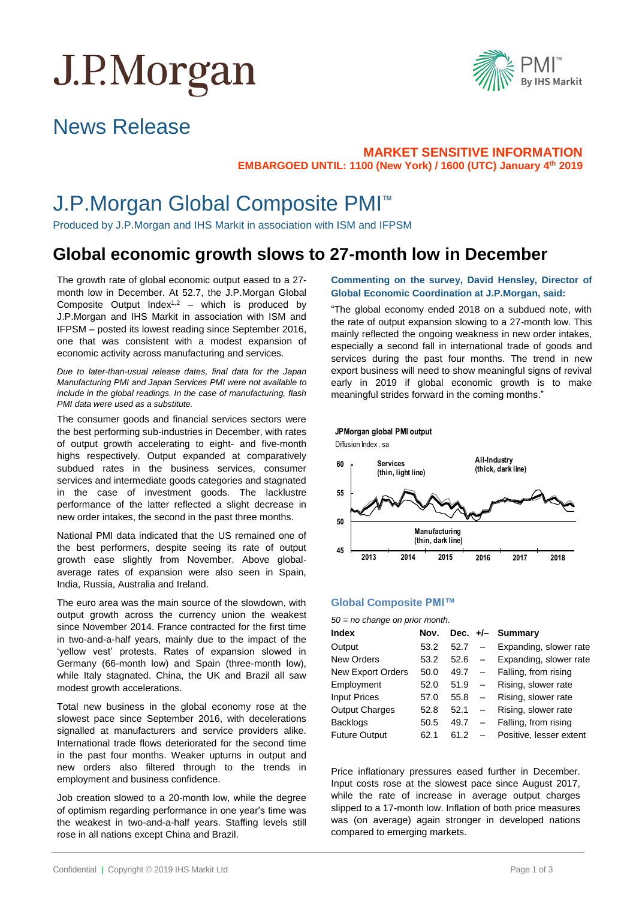# J.P.Morgan

PMI™ By IHS Markit

## News Release

**MARKET SENSITIVE INFORMATION**
**EMBARGOED UNTIL: 1100 (New York) / 1600 (UTC) January 4th 2019**

# J.P.Morgan Global Composite PMI™

Produced by J.P.Morgan and IHS Markit in association with ISM and IFPSM

## Global economic growth slows to 27-month low in December

The growth rate of global economic output eased to a 27-month low in December. At 52.7, the J.P.Morgan Global Composite Output Index[1,2] – which is produced by J.P.Morgan and IHS Markit in association with ISM and IFPSM – posted its lowest reading since September 2016, one that was consistent with a modest expansion of economic activity across manufacturing and services.

*Due to later-than-usual release dates, final data for the Japan Manufacturing PMI and Japan Services PMI were not available to include in the global readings. In the case of manufacturing, flash PMI data were used as a substitute.*

The consumer goods and financial services sectors were the best performing sub-industries in December, with rates of output growth accelerating to eight- and five-month highs respectively. Output expanded at comparatively subdued rates in the business services, consumer services and intermediate goods categories and stagnated in the case of investment goods. The lacklustre performance of the latter reflected a slight decrease in new order intakes, the second in the past three months.

National PMI data indicated that the US remained one of the best performers, despite seeing its rate of output growth ease slightly from November. Above global-average rates of expansion were also seen in Spain, India, Russia, Australia and Ireland.

The euro area was the main source of the slowdown, with output growth across the currency union the weakest since November 2014. France contracted for the first time in two-and-a-half years, mainly due to the impact of the 'yellow vest' protests. Rates of expansion slowed in Germany (66-month low) and Spain (three-month low), while Italy stagnated. China, the UK and Brazil all saw modest growth accelerations.

Total new business in the global economy rose at the slowest pace since September 2016, with decelerations signalled at manufacturers and service providers alike. International trade flows deteriorated for the second time in the past four months. Weaker upturns in output and new orders also filtered through to the trends in employment and business confidence.

Job creation slowed to a 20-month low, while the degree of optimism regarding performance in one year's time was the weakest in two-and-a-half years. Staffing levels still rose in all nations except China and Brazil.

**Commenting on the survey, David Hensley, Director of Global Economic Coordination at J.P.Morgan, said:**

"The global economy ended 2018 on a subdued note, with the rate of output expansion slowing to a 27-month low. This mainly reflected the ongoing weakness in new order intakes, especially a second fall in international trade of goods and services during the past four months. The trend in new export business will need to show meaningful signs of revival early in 2019 if global economic growth is to make meaningful strides forward in the coming months."

**JPMorgan global PMI output**
Diffusion Index, sa

Services (thin, light line); All-Industry (thick, dark line); Manufacturing (thin, dark line)

### Global Composite PMI™

*50 = no change on prior month.*

| Index | Nov. | Dec. | +/– | Summary |
|---|---|---|---|---|
| Output | 53.2 | 52.7 | – | Expanding, slower rate |
| New Orders | 53.2 | 52.6 | – | Expanding, slower rate |
| New Export Orders | 50.0 | 49.7 | – | Falling, from rising |
| Employment | 52.0 | 51.9 | – | Rising, slower rate |
| Input Prices | 57.0 | 55.8 | – | Rising, slower rate |
| Output Charges | 52.8 | 52.1 | – | Rising, slower rate |
| Backlogs | 50.5 | 49.7 | – | Falling, from rising |
| Future Output | 62.1 | 61.2 | – | Positive, lesser extent |

Price inflationary pressures eased further in December. Input costs rose at the slowest pace since August 2017, while the rate of increase in average output charges slipped to a 17-month low. Inflation of both price measures was (on average) again stronger in developed nations compared to emerging markets.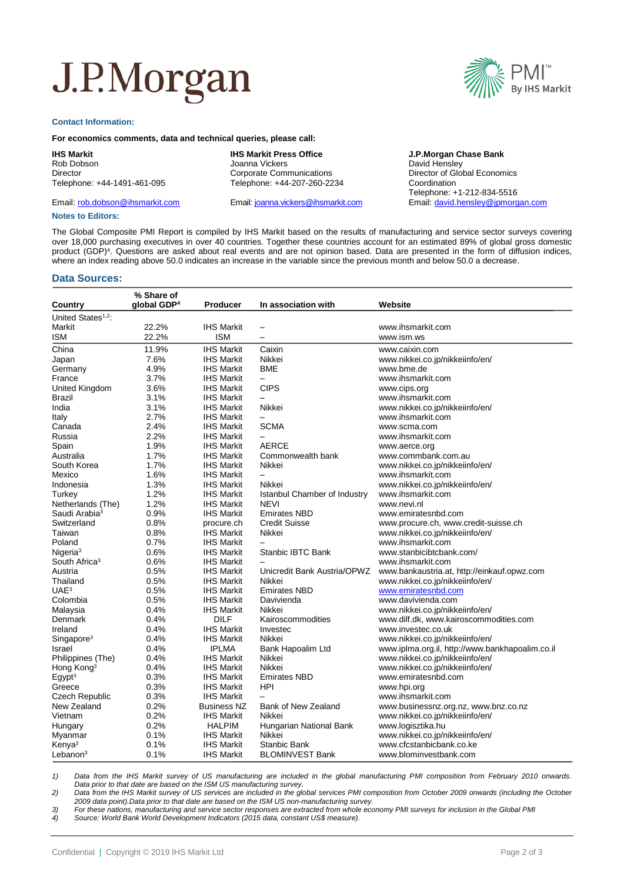J.P.Morgan

PMI™ By IHS Markit

**Contact Information:**

**For economics comments, data and technical queries, please call:**

**IHS Markit**
Rob Dobson
Director
Telephone: +44-1491-461-095
Email: rob.dobson@ihsmarkit.com

**IHS Markit Press Office**
Joanna Vickers
Corporate Communications
Telephone: +44-207-260-2234
Email: joanna.vickers@ihsmarkit.com

**J.P.Morgan Chase Bank**
David Hensley
Director of Global Economics Coordination
Telephone: +1-212-834-5516
Email: david.hensley@jpmorgan.com

**Notes to Editors:**

The Global Composite PMI Report is compiled by IHS Markit based on the results of manufacturing and service sector surveys covering over 18,000 purchasing executives in over 40 countries. Together these countries account for an estimated 89% of global gross domestic product (GDP)[4]. Questions are asked about real events and are not opinion based. Data are presented in the form of diffusion indices, where an index reading above 50.0 indicates an increase in the variable since the previous month and below 50.0 a decrease.

## Data Sources:

| Country | % Share of global GDP[4] | Producer | In association with | Website |
|---|---|---|---|---|
| United States[1,2]: | | | | |
| Markit | 22.2% | IHS Markit | – | www.ihsmarkit.com |
| ISM | 22.2% | ISM | – | www.ism.ws |
| China | 11.9% | IHS Markit | Caixin | www.caixin.com |
| Japan | 7.6% | IHS Markit | Nikkei | www.nikkei.co.jp/nikkeiinfo/en/ |
| Germany | 4.9% | IHS Markit | BME | www.bme.de |
| France | 3.7% | IHS Markit | – | www.ihsmarkit.com |
| United Kingdom | 3.6% | IHS Markit | CIPS | www.cips.org |
| Brazil | 3.1% | IHS Markit | – | www.ihsmarkit.com |
| India | 3.1% | IHS Markit | Nikkei | www.nikkei.co.jp/nikkeiinfo/en/ |
| Italy | 2.7% | IHS Markit | – | www.ihsmarkit.com |
| Canada | 2.4% | IHS Markit | SCMA | www.scma.com |
| Russia | 2.2% | IHS Markit | – | www.ihsmarkit.com |
| Spain | 1.9% | IHS Markit | AERCE | www.aerce.org |
| Australia | 1.7% | IHS Markit | Commonwealth bank | www.commbank.com.au |
| South Korea | 1.7% | IHS Markit | Nikkei | www.nikkei.co.jp/nikkeiinfo/en/ |
| Mexico | 1.6% | IHS Markit | – | www.ihsmarkit.com |
| Indonesia | 1.3% | IHS Markit | Nikkei | www.nikkei.co.jp/nikkeiinfo/en/ |
| Turkey | 1.2% | IHS Markit | Istanbul Chamber of Industry | www.ihsmarkit.com |
| Netherlands (The) | 1.2% | IHS Markit | NEVI | www.nevi.nl |
| Saudi Arabia[3] | 0.9% | IHS Markit | Emirates NBD | www.emiratesnbd.com |
| Switzerland | 0.8% | procure.ch | Credit Suisse | www.procure.ch, www.credit-suisse.ch |
| Taiwan | 0.8% | IHS Markit | Nikkei | www.nikkei.co.jp/nikkeiinfo/en/ |
| Poland | 0.7% | IHS Markit | – | www.ihsmarkit.com |
| Nigeria[3] | 0.6% | IHS Markit | Stanbic IBTC Bank | www.stanbicibtcbank.com/ |
| South Africa[3] | 0.6% | IHS Markit | – | www.ihsmarkit.com |
| Austria | 0.5% | IHS Markit | Unicredit Bank Austria/OPWZ | www.bankaustria.at, http://einkauf.opwz.com |
| Thailand | 0.5% | IHS Markit | Nikkei | www.nikkei.co.jp/nikkeiinfo/en/ |
| UAE[3] | 0.5% | IHS Markit | Emirates NBD | www.emiratesnbd.com |
| Colombia | 0.5% | IHS Markit | Davivienda | www.davivienda.com |
| Malaysia | 0.4% | IHS Markit | Nikkei | www.nikkei.co.jp/nikkeiinfo/en/ |
| Denmark | 0.4% | DILF | Kairoscommodities | www.dilf.dk, www.kairoscommodities.com |
| Ireland | 0.4% | IHS Markit | Investec | www.investec.co.uk |
| Singapore[3] | 0.4% | IHS Markit | Nikkei | www.nikkei.co.jp/nikkeiinfo/en/ |
| Israel | 0.4% | IPLMA | Bank Hapoalim Ltd | www.iplma.org.il, http://www.bankhapoalim.co.il |
| Philippines (The) | 0.4% | IHS Markit | Nikkei | www.nikkei.co.jp/nikkeiinfo/en/ |
| Hong Kong[3] | 0.4% | IHS Markit | Nikkei | www.nikkei.co.jp/nikkeiinfo/en/ |
| Egypt[3] | 0.3% | IHS Markit | Emirates NBD | www.emiratesnbd.com |
| Greece | 0.3% | IHS Markit | HPI | www.hpi.org |
| Czech Republic | 0.3% | IHS Markit | – | www.ihsmarkit.com |
| New Zealand | 0.2% | Business NZ | Bank of New Zealand | www.businessnz.org.nz, www.bnz.co.nz |
| Vietnam | 0.2% | IHS Markit | Nikkei | www.nikkei.co.jp/nikkeiinfo/en/ |
| Hungary | 0.2% | HALPIM | Hungarian National Bank | www.logisztika.hu |
| Myanmar | 0.1% | IHS Markit | Nikkei | www.nikkei.co.jp/nikkeiinfo/en/ |
| Kenya[3] | 0.1% | IHS Markit | Stanbic Bank | www.cfcstanbicbank.co.ke |
| Lebanon[3] | 0.1% | IHS Markit | BLOMINVEST Bank | www.blominvestbank.com |

*1) Data from the IHS Markit survey of US manufacturing are included in the global manufacturing PMI composition from February 2010 onwards. Data prior to that date are based on the ISM US manufacturing survey.*
*2) Data from the IHS Markit survey of US services are included in the global services PMI composition from October 2009 onwards (including the October 2009 data point).Data prior to that date are based on the ISM US non-manufacturing survey.*
*3) For these nations, manufacturing and service sector responses are extracted from whole economy PMI surveys for inclusion in the Global PMI*
*4) Source: World Bank World Development Indicators (2015 data, constant US$ measure).*

Confidential | Copyright © 2019 IHS Markit Ltd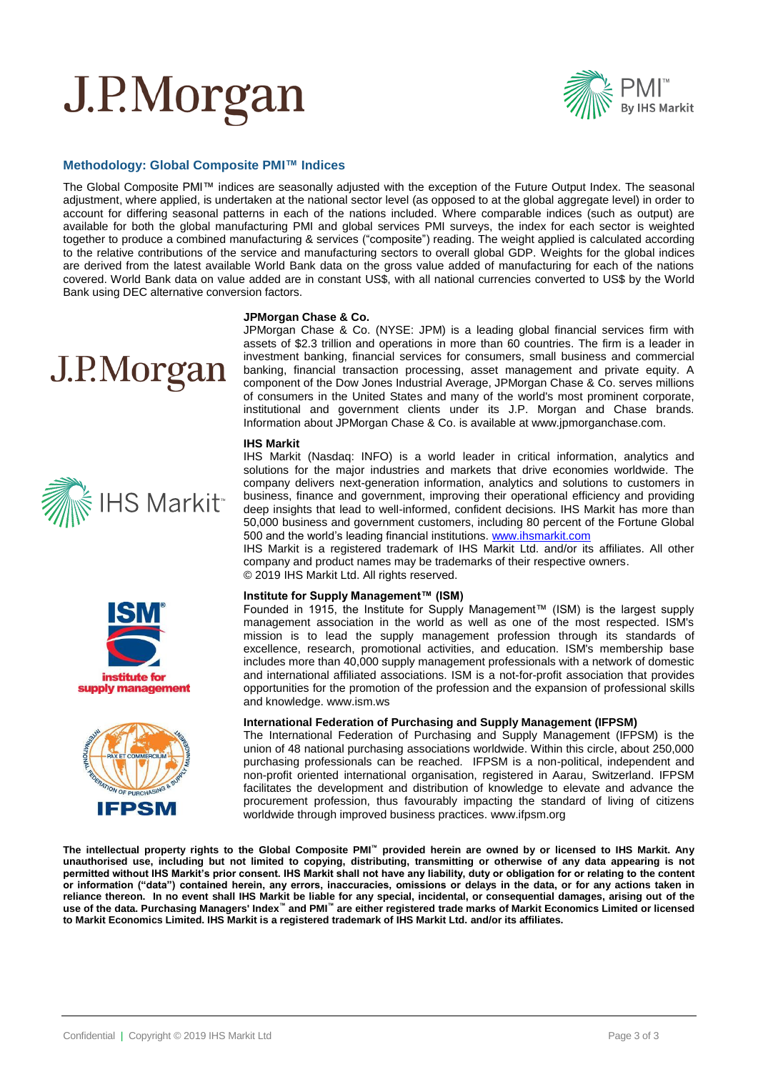## Methodology: Global Composite PMI™ Indices

The Global Composite PMI™ indices are seasonally adjusted with the exception of the Future Output Index. The seasonal adjustment, where applied, is undertaken at the national sector level (as opposed to at the global aggregate level) in order to account for differing seasonal patterns in each of the nations included. Where comparable indices (such as output) are available for both the global manufacturing PMI and global services PMI surveys, the index for each sector is weighted together to produce a combined manufacturing & services ("composite") reading. The weight applied is calculated according to the relative contributions of the service and manufacturing sectors to overall global GDP. Weights for the global indices are derived from the latest available World Bank data on the gross value added of manufacturing for each of the nations covered. World Bank data on value added are in constant US$, with all national currencies converted to US$ by the World Bank using DEC alternative conversion factors.

**JPMorgan Chase & Co.**

JPMorgan Chase & Co. (NYSE: JPM) is a leading global financial services firm with assets of $2.3 trillion and operations in more than 60 countries. The firm is a leader in investment banking, financial services for consumers, small business and commercial banking, financial transaction processing, asset management and private equity. A component of the Dow Jones Industrial Average, JPMorgan Chase & Co. serves millions of consumers in the United States and many of the world's most prominent corporate, institutional and government clients under its J.P. Morgan and Chase brands. Information about JPMorgan Chase & Co. is available at www.jpmorganchase.com.

**IHS Markit**

IHS Markit (Nasdaq: INFO) is a world leader in critical information, analytics and solutions for the major industries and markets that drive economies worldwide. The company delivers next-generation information, analytics and solutions to customers in business, finance and government, improving their operational efficiency and providing deep insights that lead to well-informed, confident decisions. IHS Markit has more than 50,000 business and government customers, including 80 percent of the Fortune Global 500 and the world's leading financial institutions. www.ihsmarkit.com

IHS Markit is a registered trademark of IHS Markit Ltd. and/or its affiliates. All other company and product names may be trademarks of their respective owners.
© 2019 IHS Markit Ltd. All rights reserved.

**Institute for Supply Management™ (ISM)**

Founded in 1915, the Institute for Supply Management™ (ISM) is the largest supply management association in the world as well as one of the most respected. ISM's mission is to lead the supply management profession through its standards of excellence, research, promotional activities, and education. ISM's membership base includes more than 40,000 supply management professionals with a network of domestic and international affiliated associations. ISM is a not-for-profit association that provides opportunities for the promotion of the profession and the expansion of professional skills and knowledge. www.ism.ws

**International Federation of Purchasing and Supply Management (IFPSM)**

The International Federation of Purchasing and Supply Management (IFPSM) is the union of 48 national purchasing associations worldwide. Within this circle, about 250,000 purchasing professionals can be reached. IFPSM is a non-political, independent and non-profit oriented international organisation, registered in Aarau, Switzerland. IFPSM facilitates the development and distribution of knowledge to elevate and advance the procurement profession, thus favourably impacting the standard of living of citizens worldwide through improved business practices. www.ifpsm.org

**The intellectual property rights to the Global Composite PMI™ provided herein are owned by or licensed to IHS Markit. Any unauthorised use, including but not limited to copying, distributing, transmitting or otherwise of any data appearing is not permitted without IHS Markit's prior consent. IHS Markit shall not have any liability, duty or obligation for or relating to the content or information ("data") contained herein, any errors, inaccuracies, omissions or delays in the data, or for any actions taken in reliance thereon. In no event shall IHS Markit be liable for any special, incidental, or consequential damages, arising out of the use of the data. Purchasing Managers' Index™ and PMI™ are either registered trade marks of Markit Economics Limited or licensed to Markit Economics Limited. IHS Markit is a registered trademark of IHS Markit Ltd. and/or its affiliates.**

Confidential | Copyright © 2019 IHS Markit Ltd